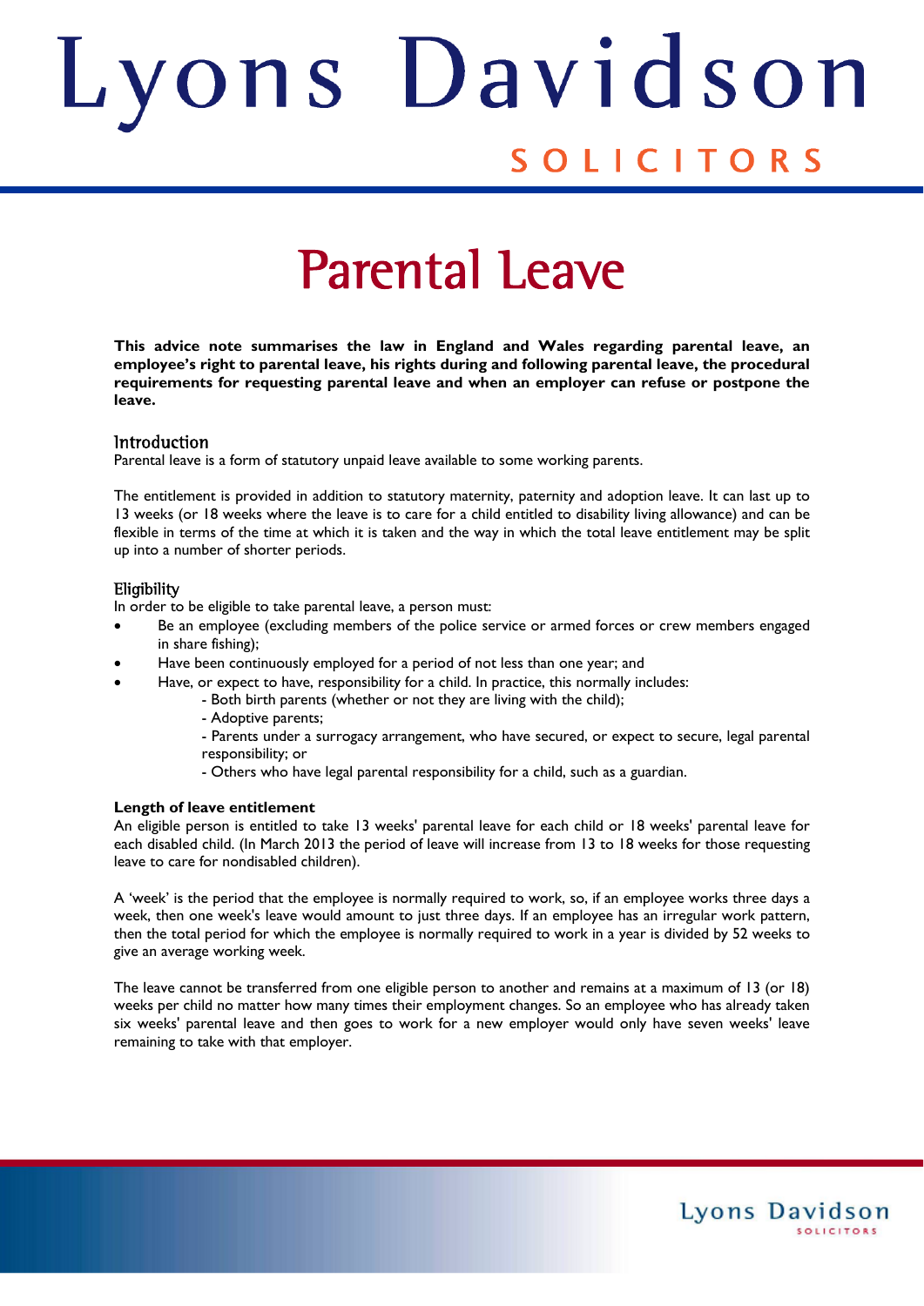# Lyons Davidson Solicitors

# Parental Leave

**This advice note summarises the law in England and Wales regarding parental leave, an employee's right to parental leave, his rights during and following parental leave, the procedural requirements for requesting parental leave and when an employer can refuse or postpone the leave.**

## Introduction

Parental leave is a form of statutory unpaid leave available to some working parents.

The entitlement is provided in addition to statutory maternity, paternity and adoption leave. It can last up to 13 weeks (or 18 weeks where the leave is to care for a child entitled to disability living allowance) and can be flexible in terms of the time at which it is taken and the way in which the total leave entitlement may be split up into a number of shorter periods.

## Eligibility

In order to be eligible to take parental leave, a person must:

- Be an employee (excluding members of the police service or armed forces or crew members engaged in share fishing);
- Have been continuously employed for a period of not less than one year; and
- Have, or expect to have, responsibility for a child. In practice, this normally includes:
    - Both birth parents (whether or not they are living with the child);
    - Adoptive parents;
    - Parents under a surrogacy arrangement, who have secured, or expect to secure, legal parental responsibility; or
    - Others who have legal parental responsibility for a child, such as a guardian.

### Length of leave entitlement

An eligible person is entitled to take 13 weeks' parental leave for each child or 18 weeks' parental leave for each disabled child. (In March 2013 the period of leave will increase from 13 to 18 weeks for those requesting leave to care for nondisabled children).

A 'week' is the period that the employee is normally required to work, so, if an employee works three days a week, then one week's leave would amount to just three days. If an employee has an irregular work pattern, then the total period for which the employee is normally required to work in a year is divided by 52 weeks to give an average working week.

The leave cannot be transferred from one eligible person to another and remains at a maximum of 13 (or 18) weeks per child no matter how many times their employment changes. So an employee who has already taken six weeks' parental leave and then goes to work for a new employer would only have seven weeks' leave remaining to take with that employer.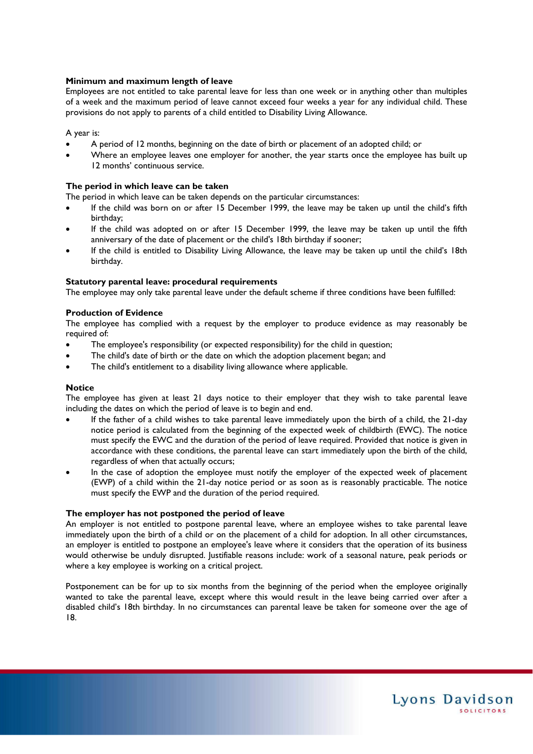**Minimum and maximum length of leave**
Employees are not entitled to take parental leave for less than one week or in anything other than multiples of a week and the maximum period of leave cannot exceed four weeks a year for any individual child. These provisions do not apply to parents of a child entitled to Disability Living Allowance.

A year is:

- A period of 12 months, beginning on the date of birth or placement of an adopted child; or
- Where an employee leaves one employer for another, the year starts once the employee has built up 12 months' continuous service.

**The period in which leave can be taken**
The period in which leave can be taken depends on the particular circumstances:

- If the child was born on or after 15 December 1999, the leave may be taken up until the child's fifth birthday;
- If the child was adopted on or after 15 December 1999, the leave may be taken up until the fifth anniversary of the date of placement or the child's 18th birthday if sooner;
- If the child is entitled to Disability Living Allowance, the leave may be taken up until the child's 18th birthday.

**Statutory parental leave: procedural requirements**
The employee may only take parental leave under the default scheme if three conditions have been fulfilled:

**Production of Evidence**
The employee has complied with a request by the employer to produce evidence as may reasonably be required of:

- The employee's responsibility (or expected responsibility) for the child in question;
- The child's date of birth or the date on which the adoption placement began; and
- The child's entitlement to a disability living allowance where applicable.

**Notice**
The employee has given at least 21 days notice to their employer that they wish to take parental leave including the dates on which the period of leave is to begin and end.

- If the father of a child wishes to take parental leave immediately upon the birth of a child, the 21-day notice period is calculated from the beginning of the expected week of childbirth (EWC). The notice must specify the EWC and the duration of the period of leave required. Provided that notice is given in accordance with these conditions, the parental leave can start immediately upon the birth of the child, regardless of when that actually occurs;
- In the case of adoption the employee must notify the employer of the expected week of placement (EWP) of a child within the 21-day notice period or as soon as is reasonably practicable. The notice must specify the EWP and the duration of the period required.

**The employer has not postponed the period of leave**
An employer is not entitled to postpone parental leave, where an employee wishes to take parental leave immediately upon the birth of a child or on the placement of a child for adoption. In all other circumstances, an employer is entitled to postpone an employee's leave where it considers that the operation of its business would otherwise be unduly disrupted. Justifiable reasons include: work of a seasonal nature, peak periods or where a key employee is working on a critical project.

Postponement can be for up to six months from the beginning of the period when the employee originally wanted to take the parental leave, except where this would result in the leave being carried over after a disabled child's 18th birthday. In no circumstances can parental leave be taken for someone over the age of 18.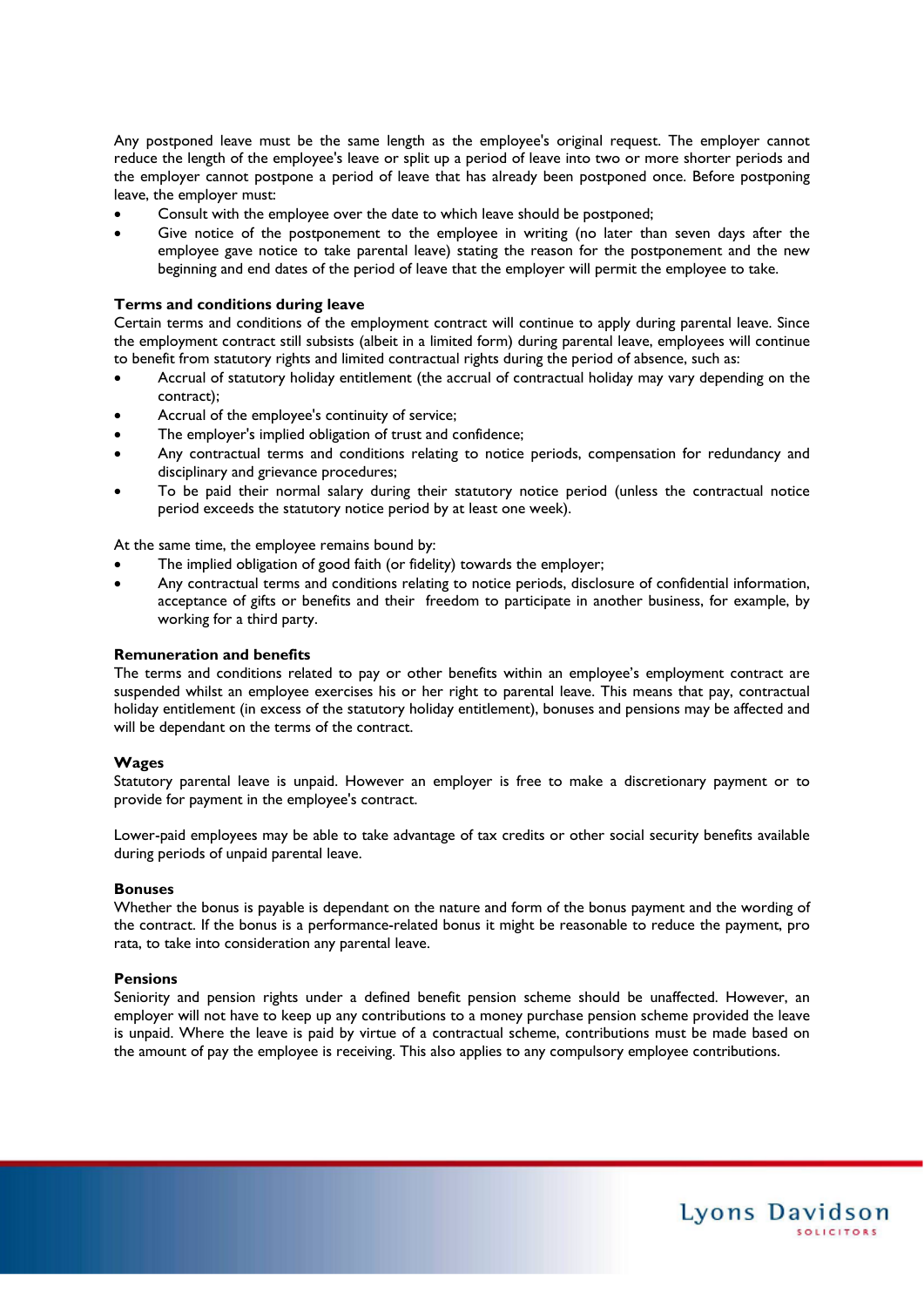Any postponed leave must be the same length as the employee's original request. The employer cannot reduce the length of the employee's leave or split up a period of leave into two or more shorter periods and the employer cannot postpone a period of leave that has already been postponed once. Before postponing leave, the employer must:

- Consult with the employee over the date to which leave should be postponed;
- Give notice of the postponement to the employee in writing (no later than seven days after the employee gave notice to take parental leave) stating the reason for the postponement and the new beginning and end dates of the period of leave that the employer will permit the employee to take.

**Terms and conditions during leave**

Certain terms and conditions of the employment contract will continue to apply during parental leave. Since the employment contract still subsists (albeit in a limited form) during parental leave, employees will continue to benefit from statutory rights and limited contractual rights during the period of absence, such as:

- Accrual of statutory holiday entitlement (the accrual of contractual holiday may vary depending on the contract);
- Accrual of the employee's continuity of service;
- The employer's implied obligation of trust and confidence;
- Any contractual terms and conditions relating to notice periods, compensation for redundancy and disciplinary and grievance procedures;
- To be paid their normal salary during their statutory notice period (unless the contractual notice period exceeds the statutory notice period by at least one week).

At the same time, the employee remains bound by:

- The implied obligation of good faith (or fidelity) towards the employer;
- Any contractual terms and conditions relating to notice periods, disclosure of confidential information, acceptance of gifts or benefits and their freedom to participate in another business, for example, by working for a third party.

**Remuneration and benefits**

The terms and conditions related to pay or other benefits within an employee's employment contract are suspended whilst an employee exercises his or her right to parental leave. This means that pay, contractual holiday entitlement (in excess of the statutory holiday entitlement), bonuses and pensions may be affected and will be dependant on the terms of the contract.

**Wages**

Statutory parental leave is unpaid. However an employer is free to make a discretionary payment or to provide for payment in the employee's contract.

Lower-paid employees may be able to take advantage of tax credits or other social security benefits available during periods of unpaid parental leave.

**Bonuses**

Whether the bonus is payable is dependant on the nature and form of the bonus payment and the wording of the contract. If the bonus is a performance-related bonus it might be reasonable to reduce the payment, pro rata, to take into consideration any parental leave.

**Pensions**

Seniority and pension rights under a defined benefit pension scheme should be unaffected. However, an employer will not have to keep up any contributions to a money purchase pension scheme provided the leave is unpaid. Where the leave is paid by virtue of a contractual scheme, contributions must be made based on the amount of pay the employee is receiving. This also applies to any compulsory employee contributions.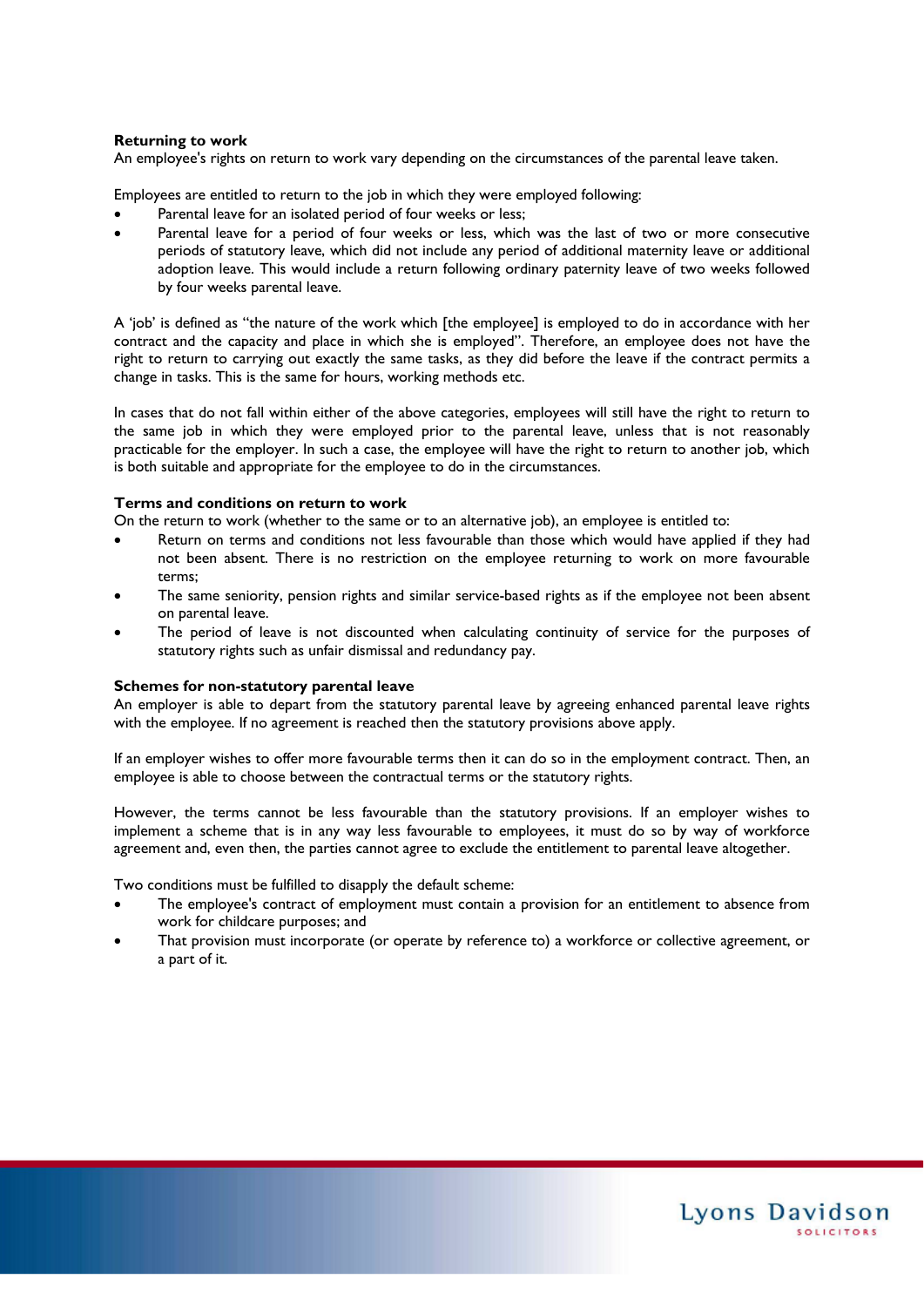**Returning to work**

An employee's rights on return to work vary depending on the circumstances of the parental leave taken.

Employees are entitled to return to the job in which they were employed following:

- Parental leave for an isolated period of four weeks or less;
- Parental leave for a period of four weeks or less, which was the last of two or more consecutive periods of statutory leave, which did not include any period of additional maternity leave or additional adoption leave. This would include a return following ordinary paternity leave of two weeks followed by four weeks parental leave.

A 'job' is defined as "the nature of the work which [the employee] is employed to do in accordance with her contract and the capacity and place in which she is employed". Therefore, an employee does not have the right to return to carrying out exactly the same tasks, as they did before the leave if the contract permits a change in tasks. This is the same for hours, working methods etc.

In cases that do not fall within either of the above categories, employees will still have the right to return to the same job in which they were employed prior to the parental leave, unless that is not reasonably practicable for the employer. In such a case, the employee will have the right to return to another job, which is both suitable and appropriate for the employee to do in the circumstances.

**Terms and conditions on return to work**

On the return to work (whether to the same or to an alternative job), an employee is entitled to:

- Return on terms and conditions not less favourable than those which would have applied if they had not been absent. There is no restriction on the employee returning to work on more favourable terms;
- The same seniority, pension rights and similar service-based rights as if the employee not been absent on parental leave.
- The period of leave is not discounted when calculating continuity of service for the purposes of statutory rights such as unfair dismissal and redundancy pay.

**Schemes for non-statutory parental leave**

An employer is able to depart from the statutory parental leave by agreeing enhanced parental leave rights with the employee. If no agreement is reached then the statutory provisions above apply.

If an employer wishes to offer more favourable terms then it can do so in the employment contract. Then, an employee is able to choose between the contractual terms or the statutory rights.

However, the terms cannot be less favourable than the statutory provisions. If an employer wishes to implement a scheme that is in any way less favourable to employees, it must do so by way of workforce agreement and, even then, the parties cannot agree to exclude the entitlement to parental leave altogether.

Two conditions must be fulfilled to disapply the default scheme:

- The employee's contract of employment must contain a provision for an entitlement to absence from work for childcare purposes; and
- That provision must incorporate (or operate by reference to) a workforce or collective agreement, or a part of it.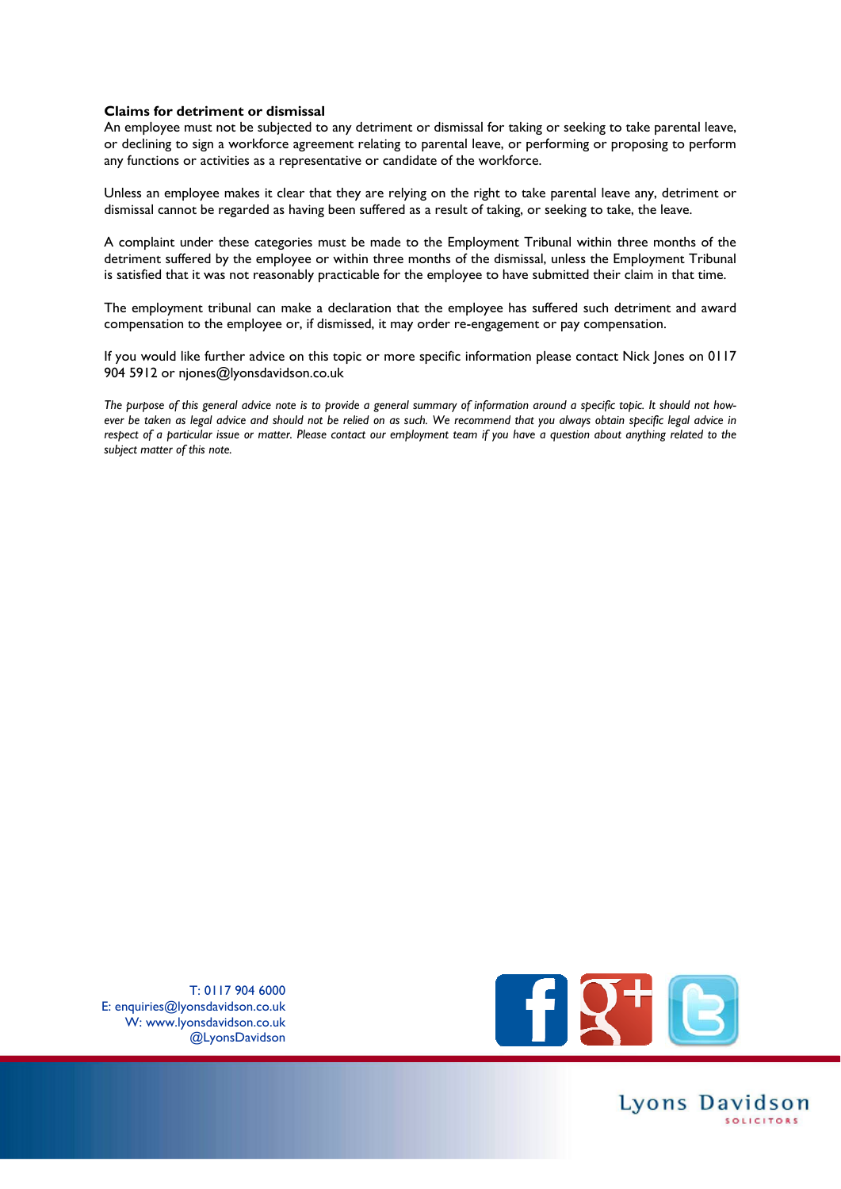### Claims for detriment or dismissal

An employee must not be subjected to any detriment or dismissal for taking or seeking to take parental leave, or declining to sign a workforce agreement relating to parental leave, or performing or proposing to perform any functions or activities as a representative or candidate of the workforce.

Unless an employee makes it clear that they are relying on the right to take parental leave any, detriment or dismissal cannot be regarded as having been suffered as a result of taking, or seeking to take, the leave.

A complaint under these categories must be made to the Employment Tribunal within three months of the detriment suffered by the employee or within three months of the dismissal, unless the Employment Tribunal is satisfied that it was not reasonably practicable for the employee to have submitted their claim in that time.

The employment tribunal can make a declaration that the employee has suffered such detriment and award compensation to the employee or, if dismissed, it may order re-engagement or pay compensation.

If you would like further advice on this topic or more specific information please contact Nick Jones on 0117 904 5912 or njones@lyonsdavidson.co.uk

*The purpose of this general advice note is to provide a general summary of information around a specific topic. It should not however be taken as legal advice and should not be relied on as such. We recommend that you always obtain specific legal advice in respect of a particular issue or matter. Please contact our employment team if you have a question about anything related to the subject matter of this note.*

T: 0117 904 6000
E: enquiries@lyonsdavidson.co.uk
W: www.lyonsdavidson.co.uk
@LyonsDavidson

Lyons Davidson SOLICITORS